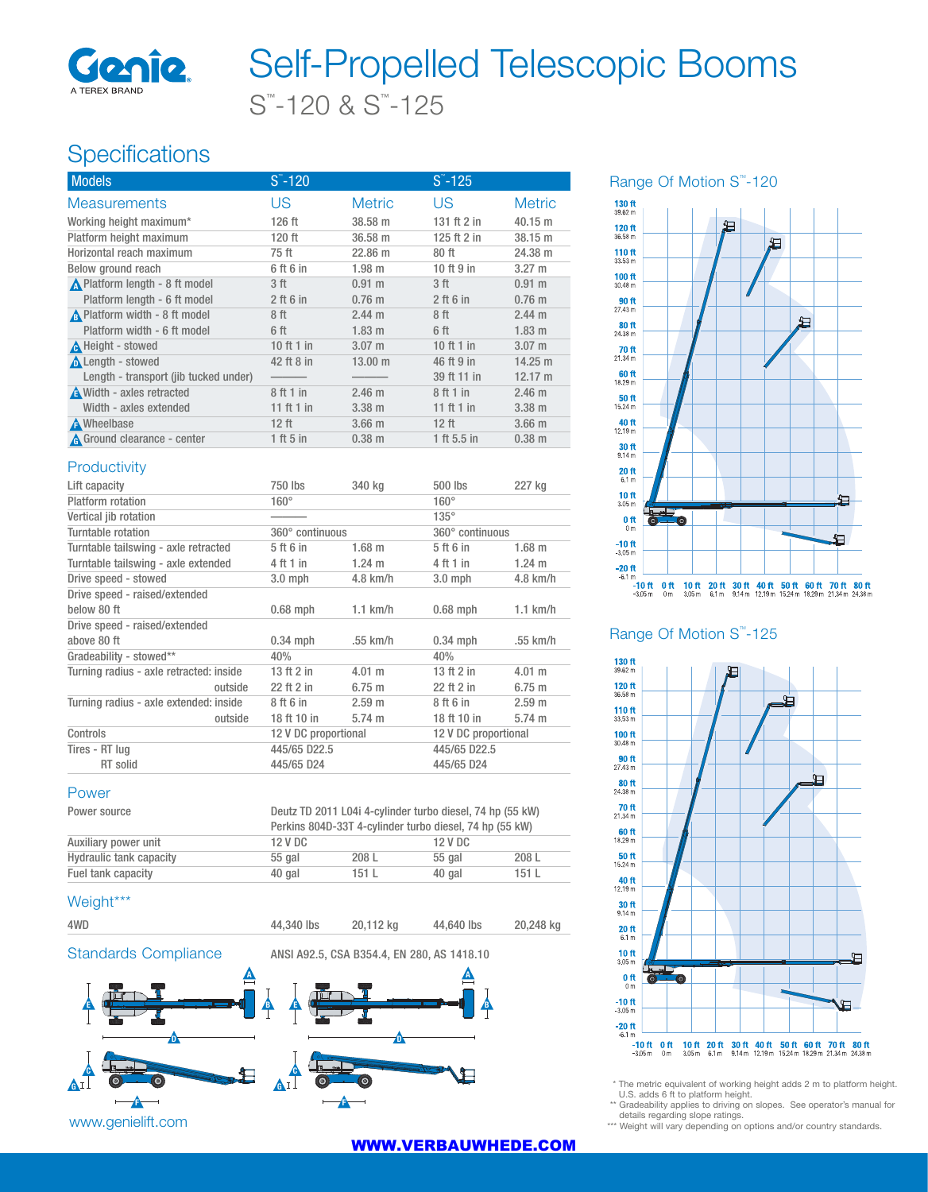# Self-Propelled Telescopic Booms

## S™-120 & S™-125

## Specifications

| Models | S™-120 | | S™-125 | |
|---|---|---|---|---|
| **Measurements** | **US** | **Metric** | **US** | **Metric** |
| Working height maximum* | 126 ft | 38.58 m | 131 ft 2 in | 40.15 m |
| Platform height maximum | 120 ft | 36.58 m | 125 ft 2 in | 38.15 m |
| Horizontal reach maximum | 75 ft | 22.86 m | 80 ft | 24.38 m |
| Below ground reach | 6 ft 6 in | 1.98 m | 10 ft 9 in | 3.27 m |
| A Platform length - 8 ft model | 3 ft | 0.91 m | 3 ft | 0.91 m |
| Platform length - 6 ft model | 2 ft 6 in | 0.76 m | 2 ft 6 in | 0.76 m |
| B Platform width - 8 ft model | 8 ft | 2.44 m | 8 ft | 2.44 m |
| Platform width - 6 ft model | 6 ft | 1.83 m | 6 ft | 1.83 m |
| C Height - stowed | 10 ft 1 in | 3.07 m | 10 ft 1 in | 3.07 m |
| D Length - stowed | 42 ft 8 in | 13.00 m | 46 ft 9 in | 14.25 m |
| Length - transport (jib tucked under) | ——— | ——— | 39 ft 11 in | 12.17 m |
| E Width - axles retracted | 8 ft 1 in | 2.46 m | 8 ft 1 in | 2.46 m |
| Width - axles extended | 11 ft 1 in | 3.38 m | 11 ft 1 in | 3.38 m |
| F Wheelbase | 12 ft | 3.66 m | 12 ft | 3.66 m |
| G Ground clearance - center | 1 ft 5 in | 0.38 m | 1 ft 5.5 in | 0.38 m |

### Productivity

| | S™-120 | | S™-125 | |
|---|---|---|---|---|
| Lift capacity | 750 lbs | 340 kg | 500 lbs | 227 kg |
| Platform rotation | 160° | | 160° | |
| Vertical jib rotation | ——— | | 135° | |
| Turntable rotation | 360° continuous | | 360° continuous | |
| Turntable tailswing - axle retracted | 5 ft 6 in | 1.68 m | 5 ft 6 in | 1.68 m |
| Turntable tailswing - axle extended | 4 ft 1 in | 1.24 m | 4 ft 1 in | 1.24 m |
| Drive speed - stowed | 3.0 mph | 4.8 km/h | 3.0 mph | 4.8 km/h |
| Drive speed - raised/extended below 80 ft | 0.68 mph | 1.1 km/h | 0.68 mph | 1.1 km/h |
| Drive speed - raised/extended above 80 ft | 0.34 mph | .55 km/h | 0.34 mph | .55 km/h |
| Gradeability - stowed** | 40% | | 40% | |
| Turning radius - axle retracted: inside | 13 ft 2 in | 4.01 m | 13 ft 2 in | 4.01 m |
| outside | 22 ft 2 in | 6.75 m | 22 ft 2 in | 6.75 m |
| Turning radius - axle extended: inside | 8 ft 6 in | 2.59 m | 8 ft 6 in | 2.59 m |
| outside | 18 ft 10 in | 5.74 m | 18 ft 10 in | 5.74 m |
| Controls | 12 V DC proportional | | 12 V DC proportional | |
| Tires - RT lug | 445/65 D22.5 | | 445/65 D22.5 | |
| RT solid | 445/65 D24 | | 445/65 D24 | |

### Power

| | S™-120 | | S™-125 | |
|---|---|---|---|---|
| Power source | Deutz TD 2011 L04i 4-cylinder turbo diesel, 74 hp (55 kW)<br>Perkins 804D-33T 4-cylinder turbo diesel, 74 hp (55 kW) | | | |
| Auxiliary power unit | 12 V DC | | 12 V DC | |
| Hydraulic tank capacity | 55 gal | 208 L | 55 gal | 208 L |
| Fuel tank capacity | 40 gal | 151 L | 40 gal | 151 L |

### Weight***

| | S™-120 | | S™-125 | |
|---|---|---|---|---|
| 4WD | 44,340 lbs | 20,112 kg | 44,640 lbs | 20,248 kg |

### Standards Compliance

ANSI A92.5, CSA B354.4, EN 280, AS 1418.10

www.genielift.com

### Range Of Motion S™-120

### Range Of Motion S™-125

\* The metric equivalent of working height adds 2 m to platform height. U.S. adds 6 ft to platform height.

\*\* Gradeability applies to driving on slopes. See operator's manual for details regarding slope ratings.

\*\*\* Weight will vary depending on options and/or country standards.

WWW.VERBAUWHEDE.COM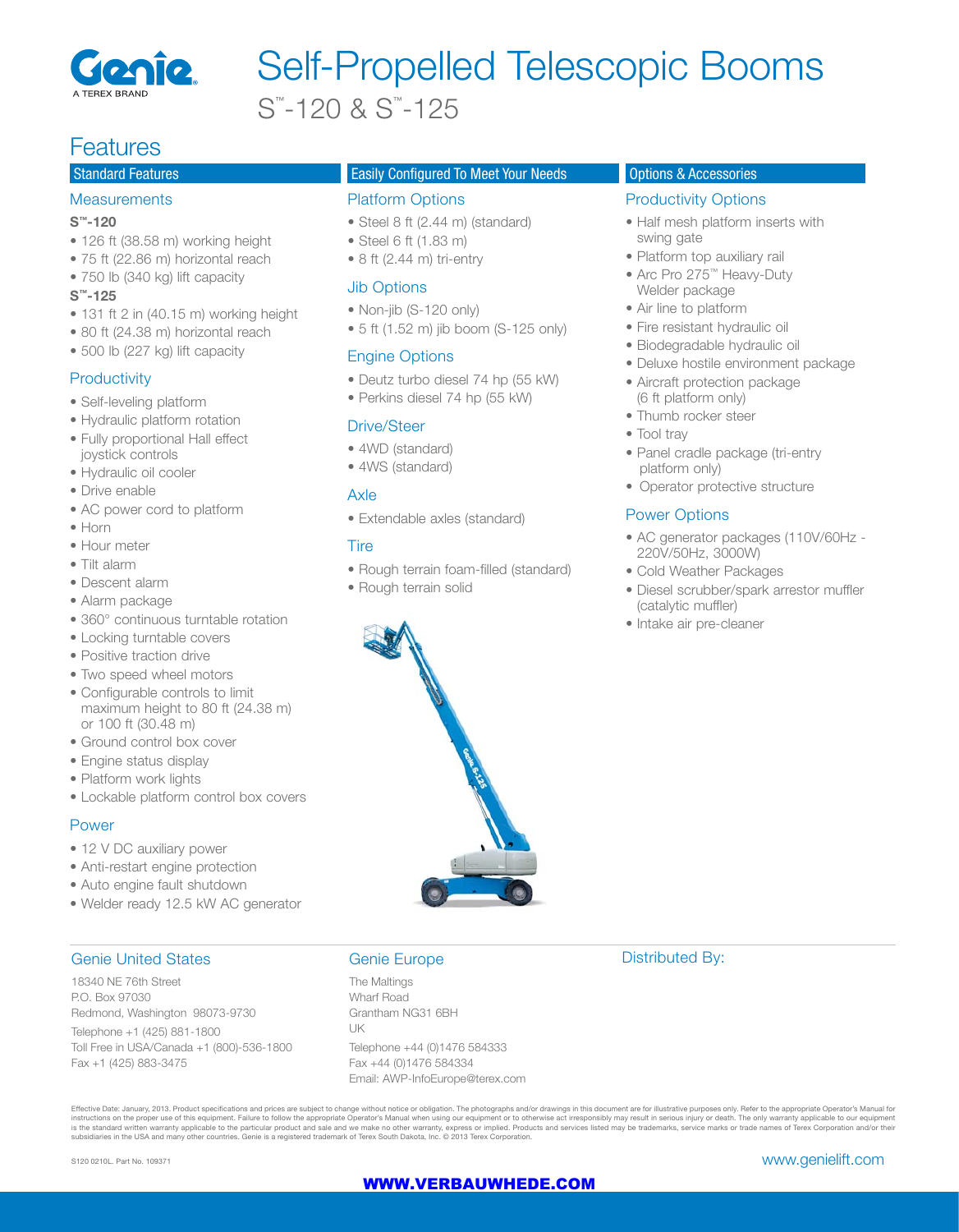# Self-Propelled Telescopic Booms

## S™-120 & S™-125

# Features

## Standard Features

### Measurements

**S™-120**

- 126 ft (38.58 m) working height
- 75 ft (22.86 m) horizontal reach
- 750 lb (340 kg) lift capacity

**S™-125**

- 131 ft 2 in (40.15 m) working height
- 80 ft (24.38 m) horizontal reach
- 500 lb (227 kg) lift capacity

### Productivity

- Self-leveling platform
- Hydraulic platform rotation
- Fully proportional Hall effect joystick controls
- Hydraulic oil cooler
- Drive enable
- AC power cord to platform
- Horn
- Hour meter
- Tilt alarm
- Descent alarm
- Alarm package
- 360° continuous turntable rotation
- Locking turntable covers
- Positive traction drive
- Two speed wheel motors
- Configurable controls to limit maximum height to 80 ft (24.38 m) or 100 ft (30.48 m)
- Ground control box cover
- Engine status display
- Platform work lights
- Lockable platform control box covers

### Power

- 12 V DC auxiliary power
- Anti-restart engine protection
- Auto engine fault shutdown
- Welder ready 12.5 kW AC generator

## Easily Configured To Meet Your Needs

### Platform Options

- Steel 8 ft (2.44 m) (standard)
- Steel 6 ft (1.83 m)
- 8 ft (2.44 m) tri-entry

### Jib Options

- Non-jib (S-120 only)
- 5 ft (1.52 m) jib boom (S-125 only)

### Engine Options

- Deutz turbo diesel 74 hp (55 kW)
- Perkins diesel 74 hp (55 kW)

### Drive/Steer

- 4WD (standard)
- 4WS (standard)

### Axle

- Extendable axles (standard)

### Tire

- Rough terrain foam-filled (standard)
- Rough terrain solid

## Options & Accessories

### Productivity Options

- Half mesh platform inserts with swing gate
- Platform top auxiliary rail
- Arc Pro 275™ Heavy-Duty Welder package
- Air line to platform
- Fire resistant hydraulic oil
- Biodegradable hydraulic oil
- Deluxe hostile environment package
- Aircraft protection package (6 ft platform only)
- Thumb rocker steer
- Tool tray
- Panel cradle package (tri-entry platform only)
- Operator protective structure

### Power Options

- AC generator packages (110V/60Hz - 220V/50Hz, 3000W)
- Cold Weather Packages
- Diesel scrubber/spark arrestor muffler (catalytic muffler)
- Intake air pre-cleaner

---

### Genie United States

18340 NE 76th Street
P.O. Box 97030
Redmond, Washington 98073-9730
Telephone +1 (425) 881-1800
Toll Free in USA/Canada +1 (800)-536-1800
Fax +1 (425) 883-3475

### Genie Europe

The Maltings
Wharf Road
Grantham NG31 6BH
UK
Telephone +44 (0)1476 584333
Fax +44 (0)1476 584334
Email: AWP-InfoEurope@terex.com

### Distributed By:

Effective Date: January, 2013. Product specifications and prices are subject to change without notice or obligation. The photographs and/or drawings in this document are for illustrative purposes only. Refer to the appropriate Operator's Manual for instructions on the proper use of this equipment. Failure to follow the appropriate Operator's Manual when using our equipment or to otherwise act irresponsibly may result in serious injury or death. The only warranty applicable to our equipment is the standard written warranty applicable to the particular product and sale and we make no other warranty, express or implied. Products and services listed may be trademarks, service marks or trade names of Terex Corporation and/or their subsidiaries in the USA and many other countries. Genie is a registered trademark of Terex South Dakota, Inc. © 2013 Terex Corporation.

S120 0210L. Part No. 109371

www.genielift.com

WWW.VERBAUWHEDE.COM